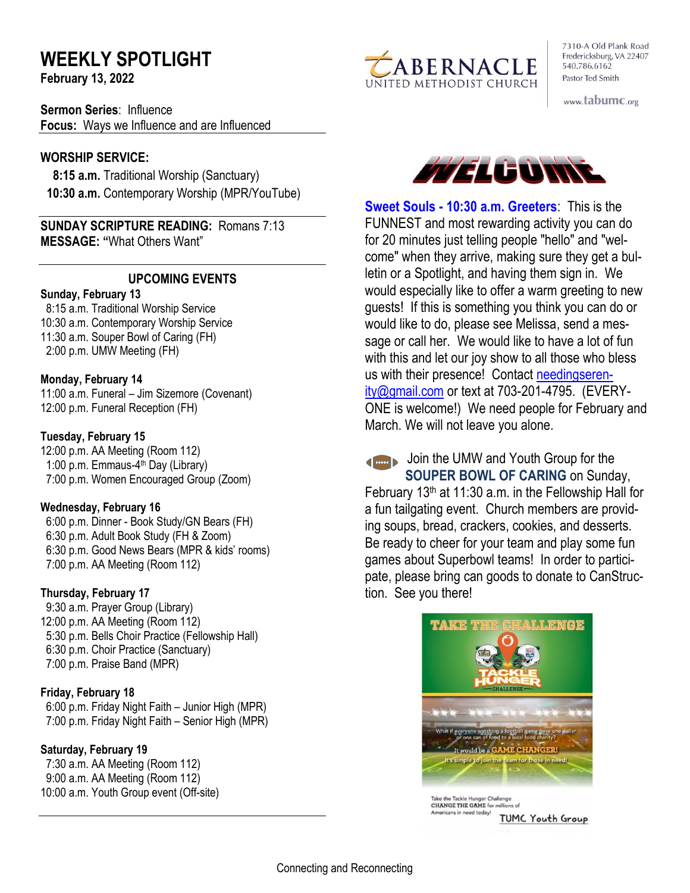# WEEKLY SPOTLIGHT

**February 13, 2022**

TABERNACLE UNITED METHODIST CHURCH

7310-A Old Plank Road
Fredericksburg, VA 22407
540.786.6162
Pastor Ted Smith

www.tabumc.org

**Sermon Series**: Influence
**Focus:** Ways we Influence and are Influenced

## WORSHIP SERVICE:

**8:15 a.m.** Traditional Worship (Sanctuary)
**10:30 a.m.** Contemporary Worship (MPR/YouTube)

**SUNDAY SCRIPTURE READING:** Romans 7:13
**MESSAGE: "**What Others Want"

## UPCOMING EVENTS

**Sunday, February 13**
8:15 a.m. Traditional Worship Service
10:30 a.m. Contemporary Worship Service
11:30 a.m. Souper Bowl of Caring (FH)
2:00 p.m. UMW Meeting (FH)

**Monday, February 14**
11:00 a.m. Funeral – Jim Sizemore (Covenant)
12:00 p.m. Funeral Reception (FH)

**Tuesday, February 15**
12:00 p.m. AA Meeting (Room 112)
1:00 p.m. Emmaus-4th Day (Library)
7:00 p.m. Women Encouraged Group (Zoom)

**Wednesday, February 16**
6:00 p.m. Dinner - Book Study/GN Bears (FH)
6:30 p.m. Adult Book Study (FH & Zoom)
6:30 p.m. Good News Bears (MPR & kids' rooms)
7:00 p.m. AA Meeting (Room 112)

**Thursday, February 17**
9:30 a.m. Prayer Group (Library)
12:00 p.m. AA Meeting (Room 112)
5:30 p.m. Bells Choir Practice (Fellowship Hall)
6:30 p.m. Choir Practice (Sanctuary)
7:00 p.m. Praise Band (MPR)

**Friday, February 18**
6:00 p.m. Friday Night Faith – Junior High (MPR)
7:00 p.m. Friday Night Faith – Senior High (MPR)

**Saturday, February 19**
7:30 a.m. AA Meeting (Room 112)
9:00 a.m. AA Meeting (Room 112)
10:00 a.m. Youth Group event (Off-site)

## WELCOME

**Sweet Souls - 10:30 a.m. Greeters**: This is the FUNNEST and most rewarding activity you can do for 20 minutes just telling people "hello" and "welcome" when they arrive, making sure they get a bulletin or a Spotlight, and having them sign in. We would especially like to offer a warm greeting to new guests! If this is something you think you can do or would like to do, please see Melissa, send a message or call her. We would like to have a lot of fun with this and let our joy show to all those who bless us with their presence! Contact needingserenity@gmail.com or text at 703-201-4795. (EVERYONE is welcome!) We need people for February and March. We will not leave you alone.

Join the UMW and Youth Group for the **SOUPER BOWL OF CARING** on Sunday, February 13th at 11:30 a.m. in the Fellowship Hall for a fun tailgating event. Church members are providing soups, bread, crackers, cookies, and desserts. Be ready to cheer for your team and play some fun games about Superbowl teams! In order to participate, please bring can goods to donate to CanStruction. See you there!

TAKE THE CHALLENGE

TACKLE HUNGER CHALLENGE

What if everyone watching a football game gave one dollar or one can of food to a local food charity?
It would be a GAME CHANGER!
It's simple to join the team for those in need!

Take the Tackle Hunger Challenge
CHANGE THE GAME for millions of Americans in need today!

TUMC Youth Group

Connecting and Reconnecting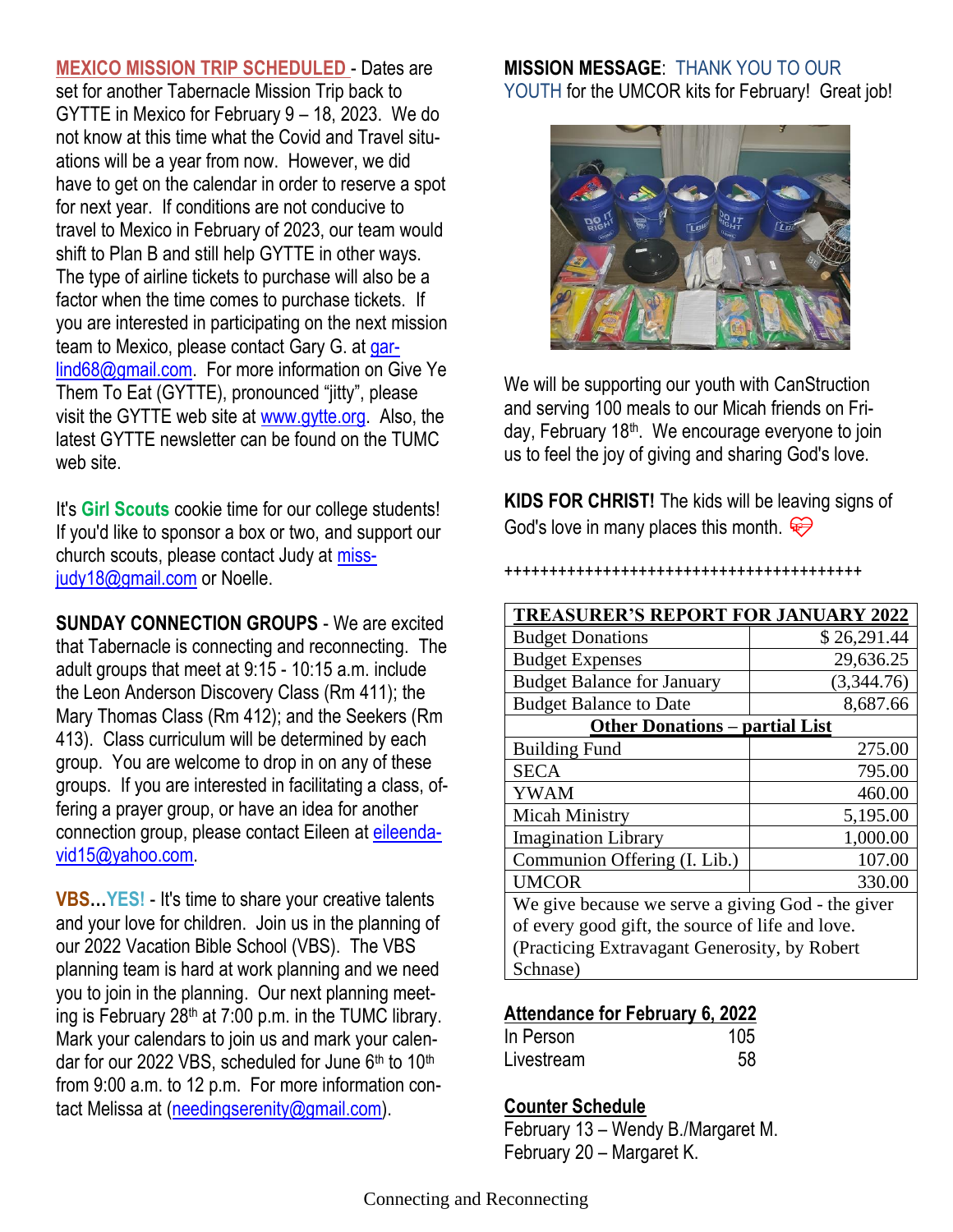**MEXICO MISSION TRIP SCHEDULED** - Dates are set for another Tabernacle Mission Trip back to GYTTE in Mexico for February 9 – 18, 2023. We do not know at this time what the Covid and Travel situations will be a year from now. However, we did have to get on the calendar in order to reserve a spot for next year. If conditions are not conducive to travel to Mexico in February of 2023, our team would shift to Plan B and still help GYTTE in other ways. The type of airline tickets to purchase will also be a factor when the time comes to purchase tickets. If you are interested in participating on the next mission team to Mexico, please contact Gary G. at garlind68@gmail.com. For more information on Give Ye Them To Eat (GYTTE), pronounced "jitty", please visit the GYTTE web site at www.gytte.org. Also, the latest GYTTE newsletter can be found on the TUMC web site.

It's **Girl Scouts** cookie time for our college students! If you'd like to sponsor a box or two, and support our church scouts, please contact Judy at missjudy18@gmail.com or Noelle.

**SUNDAY CONNECTION GROUPS** - We are excited that Tabernacle is connecting and reconnecting. The adult groups that meet at 9:15 - 10:15 a.m. include the Leon Anderson Discovery Class (Rm 411); the Mary Thomas Class (Rm 412); and the Seekers (Rm 413). Class curriculum will be determined by each group. You are welcome to drop in on any of these groups. If you are interested in facilitating a class, offering a prayer group, or have an idea for another connection group, please contact Eileen at eileendavid15@yahoo.com.

**VBS…YES!** - It's time to share your creative talents and your love for children. Join us in the planning of our 2022 Vacation Bible School (VBS). The VBS planning team is hard at work planning and we need you to join in the planning. Our next planning meeting is February 28th at 7:00 p.m. in the TUMC library. Mark your calendars to join us and mark your calendar for our 2022 VBS, scheduled for June 6th to 10th from 9:00 a.m. to 12 p.m. For more information contact Melissa at (needingserenity@gmail.com).

**MISSION MESSAGE**: THANK YOU TO OUR YOUTH for the UMCOR kits for February! Great job!

We will be supporting our youth with CanStruction and serving 100 meals to our Micah friends on Friday, February 18th. We encourage everyone to join us to feel the joy of giving and sharing God's love.

**KIDS FOR CHRIST!** The kids will be leaving signs of God's love in many places this month.

++++++++++++++++++++++++++++++++++++++++

| TREASURER'S REPORT FOR JANUARY 2022 | |
|---|---|
| Budget Donations | $ 26,291.44 |
| Budget Expenses | 29,636.25 |
| Budget Balance for January | (3,344.76) |
| Budget Balance to Date | 8,687.66 |
| **Other Donations – partial List** | |
| Building Fund | 275.00 |
| SECA | 795.00 |
| YWAM | 460.00 |
| Micah Ministry | 5,195.00 |
| Imagination Library | 1,000.00 |
| Communion Offering (I. Lib.) | 107.00 |
| UMCOR | 330.00 |
| We give because we serve a giving God - the giver of every good gift, the source of life and love. (Practicing Extravagant Generosity, by Robert Schnase) | |

**Attendance for February 6, 2022**

In Person 105
Livestream 58

**Counter Schedule**

February 13 – Wendy B./Margaret M.
February 20 – Margaret K.

Connecting and Reconnecting